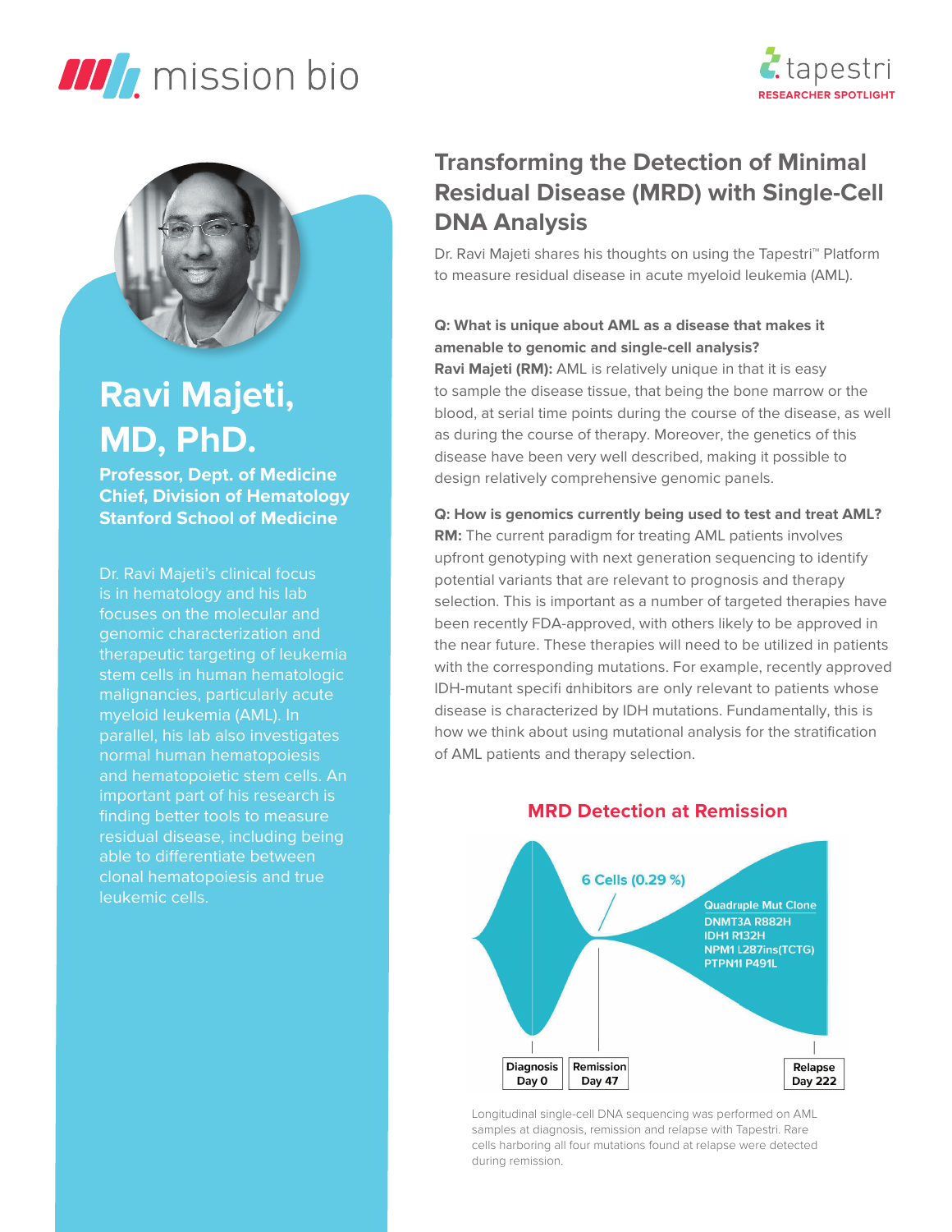mission bio

tapestri
RESEARCHER SPOTLIGHT

# Ravi Majeti, MD, PhD.

**Professor, Dept. of Medicine**
**Chief, Division of Hematology**
**Stanford School of Medicine**

Dr. Ravi Majeti's clinical focus is in hematology and his lab focuses on the molecular and genomic characterization and therapeutic targeting of leukemia stem cells in human hematologic malignancies, particularly acute myeloid leukemia (AML). In parallel, his lab also investigates normal human hematopoiesis and hematopoietic stem cells. An important part of his research is finding better tools to measure residual disease, including being able to differentiate between clonal hematopoiesis and true leukemic cells.

## Transforming the Detection of Minimal Residual Disease (MRD) with Single-Cell DNA Analysis

Dr. Ravi Majeti shares his thoughts on using the Tapestri™ Platform to measure residual disease in acute myeloid leukemia (AML).

**Q: What is unique about AML as a disease that makes it amenable to genomic and single-cell analysis?**

**Ravi Majeti (RM):** AML is relatively unique in that it is easy to sample the disease tissue, that being the bone marrow or the blood, at serial time points during the course of the disease, as well as during the course of therapy. Moreover, the genetics of this disease have been very well described, making it possible to design relatively comprehensive genomic panels.

**Q: How is genomics currently being used to test and treat AML?**

**RM:** The current paradigm for treating AML patients involves upfront genotyping with next generation sequencing to identify potential variants that are relevant to prognosis and therapy selection. This is important as a number of targeted therapies have been recently FDA-approved, with others likely to be approved in the near future. These therapies will need to be utilized in patients with the corresponding mutations. For example, recently approved IDH-mutant specific inhibitors are only relevant to patients whose disease is characterized by IDH mutations. Fundamentally, this is how we think about using mutational analysis for the stratification of AML patients and therapy selection.

### MRD Detection at Remission

6 Cells (0.29 %)

Quadruple Mut Clone
DNMT3A R882H
IDH1 R132H
NPM1 L287ins(TCTG)
PTPN11 P491L

Diagnosis Day 0 | Remission Day 47 | Relapse Day 222

Longitudinal single-cell DNA sequencing was performed on AML samples at diagnosis, remission and relapse with Tapestri. Rare cells harboring all four mutations found at relapse were detected during remission.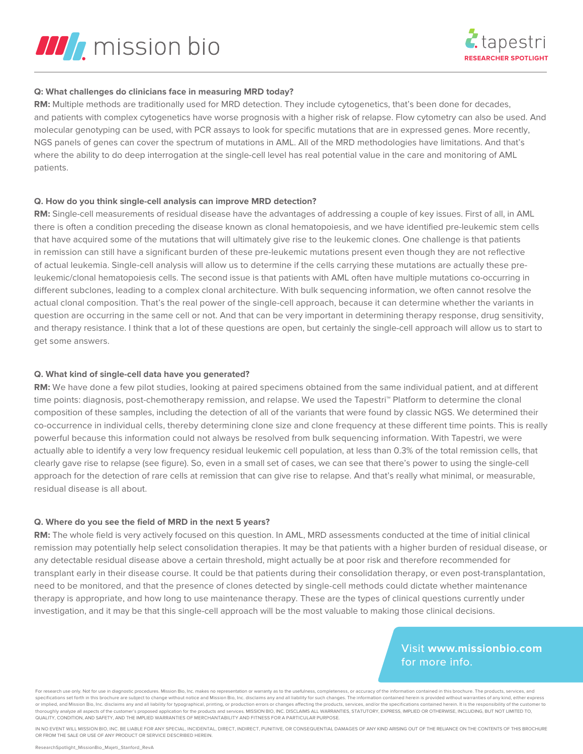**Q: What challenges do clinicians face in measuring MRD today?**

**RM:** Multiple methods are traditionally used for MRD detection. They include cytogenetics, that's been done for decades, and patients with complex cytogenetics have worse prognosis with a higher risk of relapse. Flow cytometry can also be used. And molecular genotyping can be used, with PCR assays to look for specific mutations that are in expressed genes. More recently, NGS panels of genes can cover the spectrum of mutations in AML. All of the MRD methodologies have limitations. And that's where the ability to do deep interrogation at the single-cell level has real potential value in the care and monitoring of AML patients.

**Q. How do you think single-cell analysis can improve MRD detection?**

**RM:** Single-cell measurements of residual disease have the advantages of addressing a couple of key issues. First of all, in AML there is often a condition preceding the disease known as clonal hematopoiesis, and we have identified pre-leukemic stem cells that have acquired some of the mutations that will ultimately give rise to the leukemic clones. One challenge is that patients in remission can still have a significant burden of these pre-leukemic mutations present even though they are not reflective of actual leukemia. Single-cell analysis will allow us to determine if the cells carrying these mutations are actually these pre-leukemic/clonal hematopoiesis cells. The second issue is that patients with AML often have multiple mutations co-occurring in different subclones, leading to a complex clonal architecture. With bulk sequencing information, we often cannot resolve the actual clonal composition. That's the real power of the single-cell approach, because it can determine whether the variants in question are occurring in the same cell or not. And that can be very important in determining therapy response, drug sensitivity, and therapy resistance. I think that a lot of these questions are open, but certainly the single-cell approach will allow us to start to get some answers.

**Q. What kind of single-cell data have you generated?**

**RM:** We have done a few pilot studies, looking at paired specimens obtained from the same individual patient, and at different time points: diagnosis, post-chemotherapy remission, and relapse. We used the Tapestri™ Platform to determine the clonal composition of these samples, including the detection of all of the variants that were found by classic NGS. We determined their co-occurrence in individual cells, thereby determining clone size and clone frequency at these different time points. This is really powerful because this information could not always be resolved from bulk sequencing information. With Tapestri, we were actually able to identify a very low frequency residual leukemic cell population, at less than 0.3% of the total remission cells, that clearly gave rise to relapse (see figure). So, even in a small set of cases, we can see that there's power to using the single-cell approach for the detection of rare cells at remission that can give rise to relapse. And that's really what minimal, or measurable, residual disease is all about.

**Q. Where do you see the field of MRD in the next 5 years?**

**RM:** The whole field is very actively focused on this question. In AML, MRD assessments conducted at the time of initial clinical remission may potentially help select consolidation therapies. It may be that patients with a higher burden of residual disease, or any detectable residual disease above a certain threshold, might actually be at poor risk and therefore recommended for transplant early in their disease course. It could be that patients during their consolidation therapy, or even post-transplantation, need to be monitored, and that the presence of clones detected by single-cell methods could dictate whether maintenance therapy is appropriate, and how long to use maintenance therapy. These are the types of clinical questions currently under investigation, and it may be that this single-cell approach will be the most valuable to making those clinical decisions.

Visit **www.missionbio.com** for more info.

For research use only. Not for use in diagnostic procedures. Mission Bio, Inc. makes no representation or warranty as to the usefulness, completeness, or accuracy of the information contained in this brochure. The products, services, and specifications set forth in this brochure are subject to change without notice and Mission Bio, Inc. disclaims any and all liability for such changes. The information contained herein is provided without warranties of any kind, either express or implied, and Mission Bio, Inc. disclaims any and all liability for typographical, printing, or production errors or changes affecting the products, services, and/or the specifications contained herein. It is the responsibility of the customer to thoroughly analyze all aspects of the customer's proposed application for the products and services. MISSION BIO, INC. DISCLAIMS ALL WARRANTIES, STATUTORY, EXPRESS, IMPLIED OR OTHERWISE, INCLUDING, BUT NOT LIMITED TO, QUALITY, CONDITION, AND SAFETY, AND THE IMPLIED WARRANTIES OF MERCHANTABILITY AND FITNESS FOR A PARTICULAR PURPOSE.

IN NO EVENT WILL MISSION BIO, INC. BE LIABLE FOR ANY SPECIAL, INCIDENTAL, DIRECT, INDIRECT, PUNITIVE, OR CONSEQUENTIAL DAMAGES OF ANY KIND ARISING OUT OF THE RELIANCE ON THE CONTENTS OF THIS BROCHURE OR FROM THE SALE OR USE OF ANY PRODUCT OR SERVICE DESCRIBED HEREIN.

ResearchSpotlight_MissionBio_Majeti_Stanford_RevA